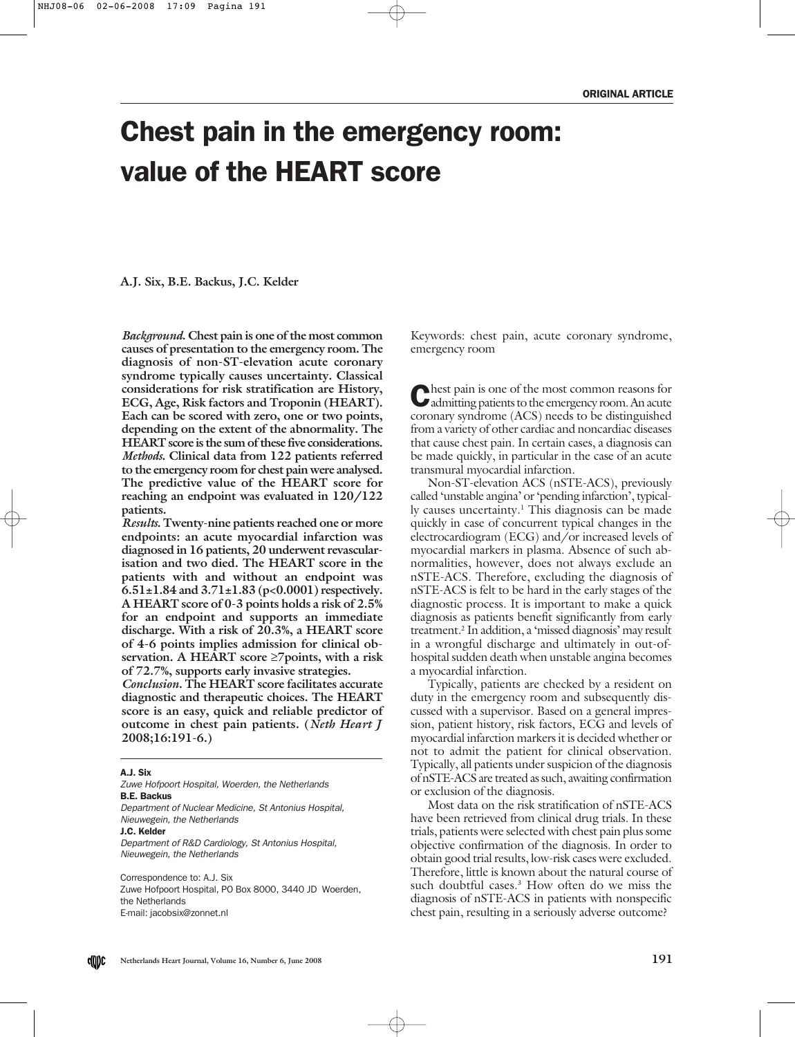ORIGINAL ARTICLE

# Chest pain in the emergency room: value of the HEART score

**A.J. Six, B.E. Backus, J.C. Kelder**

***Background.*** **Chest pain is one of the most common causes of presentation to the emergency room. The diagnosis of non-ST-elevation acute coronary syndrome typically causes uncertainty. Classical considerations for risk stratification are History, ECG, Age, Risk factors and Troponin (HEART). Each can be scored with zero, one or two points, depending on the extent of the abnormality. The HEART score is the sum of these five considerations.**
***Methods.*** **Clinical data from 122 patients referred to the emergency room for chest pain were analysed. The predictive value of the HEART score for reaching an endpoint was evaluated in 120/122 patients.**
***Results.*** **Twenty-nine patients reached one or more endpoints: an acute myocardial infarction was diagnosed in 16 patients, 20 underwent revascularisation and two died. The HEART score in the patients with and without an endpoint was 6.51±1.84 and 3.71±1.83 (p<0.0001) respectively. A HEART score of 0-3 points holds a risk of 2.5% for an endpoint and supports an immediate discharge. With a risk of 20.3%, a HEART score of 4-6 points implies admission for clinical observation. A HEART score ≥7points, with a risk of 72.7%, supports early invasive strategies.**
***Conclusion.*** **The HEART score facilitates accurate diagnostic and therapeutic choices. The HEART score is an easy, quick and reliable predictor of outcome in chest pain patients. (*Neth Heart J* 2008;16:191-6.)**

**A.J. Six**
*Zuwe Hofpoort Hospital, Woerden, the Netherlands*
**B.E. Backus**
*Department of Nuclear Medicine, St Antonius Hospital, Nieuwegein, the Netherlands*
**J.C. Kelder**
*Department of R&D Cardiology, St Antonius Hospital, Nieuwegein, the Netherlands*

Correspondence to: A.J. Six
Zuwe Hofpoort Hospital, PO Box 8000, 3440 JD Woerden, the Netherlands
E-mail: jacobsix@zonnet.nl

Keywords: chest pain, acute coronary syndrome, emergency room

Chest pain is one of the most common reasons for admitting patients to the emergency room. An acute coronary syndrome (ACS) needs to be distinguished from a variety of other cardiac and noncardiac diseases that cause chest pain. In certain cases, a diagnosis can be made quickly, in particular in the case of an acute transmural myocardial infarction.

Non-ST-elevation ACS (nSTE-ACS), previously called 'unstable angina' or 'pending infarction', typically causes uncertainty.[1] This diagnosis can be made quickly in case of concurrent typical changes in the electrocardiogram (ECG) and/or increased levels of myocardial markers in plasma. Absence of such abnormalities, however, does not always exclude an nSTE-ACS. Therefore, excluding the diagnosis of nSTE-ACS is felt to be hard in the early stages of the diagnostic process. It is important to make a quick diagnosis as patients benefit significantly from early treatment.[2] In addition, a 'missed diagnosis' may result in a wrongful discharge and ultimately in out-of-hospital sudden death when unstable angina becomes a myocardial infarction.

Typically, patients are checked by a resident on duty in the emergency room and subsequently discussed with a supervisor. Based on a general impression, patient history, risk factors, ECG and levels of myocardial infarction markers it is decided whether or not to admit the patient for clinical observation. Typically, all patients under suspicion of the diagnosis of nSTE-ACS are treated as such, awaiting confirmation or exclusion of the diagnosis.

Most data on the risk stratification of nSTE-ACS have been retrieved from clinical drug trials. In these trials, patients were selected with chest pain plus some objective confirmation of the diagnosis. In order to obtain good trial results, low-risk cases were excluded. Therefore, little is known about the natural course of such doubtful cases.[3] How often do we miss the diagnosis of nSTE-ACS in patients with nonspecific chest pain, resulting in a seriously adverse outcome?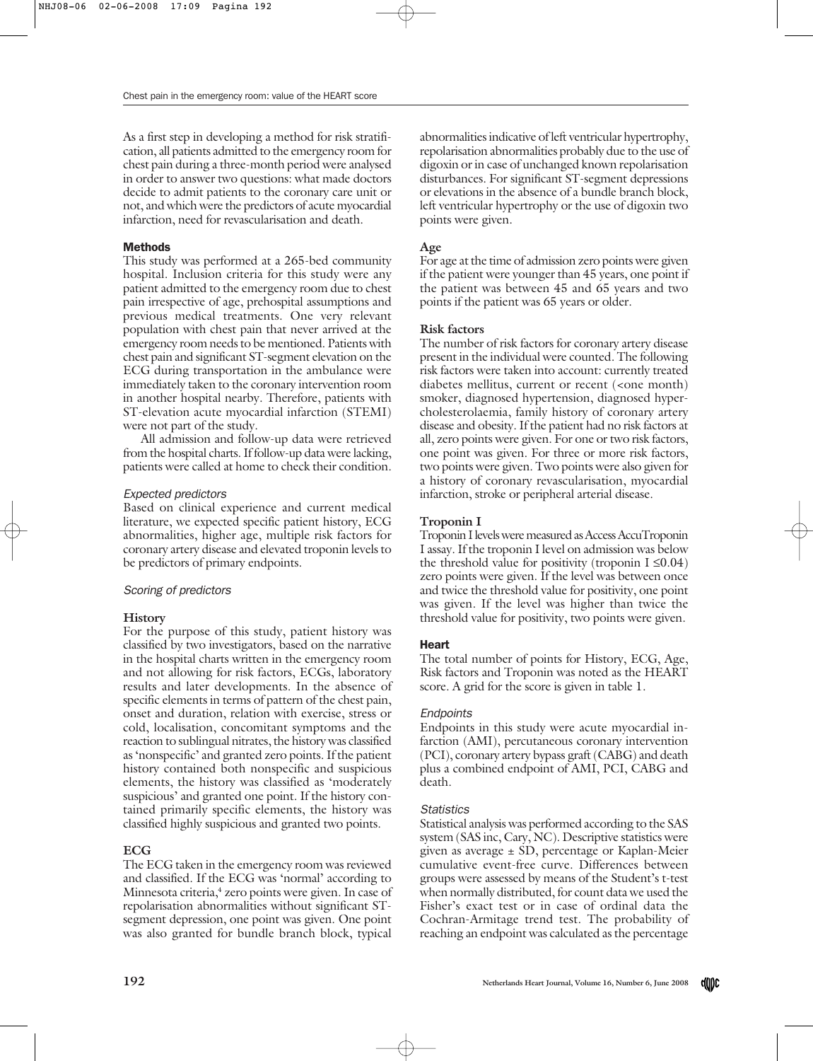As a first step in developing a method for risk stratification, all patients admitted to the emergency room for chest pain during a three-month period were analysed in order to answer two questions: what made doctors decide to admit patients to the coronary care unit or not, and which were the predictors of acute myocardial infarction, need for revascularisation and death.

## Methods

This study was performed at a 265-bed community hospital. Inclusion criteria for this study were any patient admitted to the emergency room due to chest pain irrespective of age, prehospital assumptions and previous medical treatments. One very relevant population with chest pain that never arrived at the emergency room needs to be mentioned. Patients with chest pain and significant ST-segment elevation on the ECG during transportation in the ambulance were immediately taken to the coronary intervention room in another hospital nearby. Therefore, patients with ST-elevation acute myocardial infarction (STEMI) were not part of the study.

All admission and follow-up data were retrieved from the hospital charts. If follow-up data were lacking, patients were called at home to check their condition.

### *Expected predictors*

Based on clinical experience and current medical literature, we expected specific patient history, ECG abnormalities, higher age, multiple risk factors for coronary artery disease and elevated troponin levels to be predictors of primary endpoints.

### *Scoring of predictors*

#### History

For the purpose of this study, patient history was classified by two investigators, based on the narrative in the hospital charts written in the emergency room and not allowing for risk factors, ECGs, laboratory results and later developments. In the absence of specific elements in terms of pattern of the chest pain, onset and duration, relation with exercise, stress or cold, localisation, concomitant symptoms and the reaction to sublingual nitrates, the history was classified as 'nonspecific' and granted zero points. If the patient history contained both nonspecific and suspicious elements, the history was classified as 'moderately suspicious' and granted one point. If the history contained primarily specific elements, the history was classified highly suspicious and granted two points.

#### ECG

The ECG taken in the emergency room was reviewed and classified. If the ECG was 'normal' according to Minnesota criteria,[4] zero points were given. In case of repolarisation abnormalities without significant ST-segment depression, one point was given. One point was also granted for bundle branch block, typical abnormalities indicative of left ventricular hypertrophy, repolarisation abnormalities probably due to the use of digoxin or in case of unchanged known repolarisation disturbances. For significant ST-segment depressions or elevations in the absence of a bundle branch block, left ventricular hypertrophy or the use of digoxin two points were given.

#### Age

For age at the time of admission zero points were given if the patient were younger than 45 years, one point if the patient was between 45 and 65 years and two points if the patient was 65 years or older.

#### Risk factors

The number of risk factors for coronary artery disease present in the individual were counted. The following risk factors were taken into account: currently treated diabetes mellitus, current or recent (<one month) smoker, diagnosed hypertension, diagnosed hypercholesterolaemia, family history of coronary artery disease and obesity. If the patient had no risk factors at all, zero points were given. For one or two risk factors, one point was given. For three or more risk factors, two points were given. Two points were also given for a history of coronary revascularisation, myocardial infarction, stroke or peripheral arterial disease.

#### Troponin I

Troponin I levels were measured as Access AccuTroponin I assay. If the troponin I level on admission was below the threshold value for positivity (troponin I ≤0.04) zero points were given. If the level was between once and twice the threshold value for positivity, one point was given. If the level was higher than twice the threshold value for positivity, two points were given.

#### Heart

The total number of points for History, ECG, Age, Risk factors and Troponin was noted as the HEART score. A grid for the score is given in table 1.

### *Endpoints*

Endpoints in this study were acute myocardial infarction (AMI), percutaneous coronary intervention (PCI), coronary artery bypass graft (CABG) and death plus a combined endpoint of AMI, PCI, CABG and death.

### *Statistics*

Statistical analysis was performed according to the SAS system (SAS inc, Cary, NC). Descriptive statistics were given as average ± SD, percentage or Kaplan-Meier cumulative event-free curve. Differences between groups were assessed by means of the Student's t-test when normally distributed, for count data we used the Fisher's exact test or in case of ordinal data the Cochran-Armitage trend test. The probability of reaching an endpoint was calculated as the percentage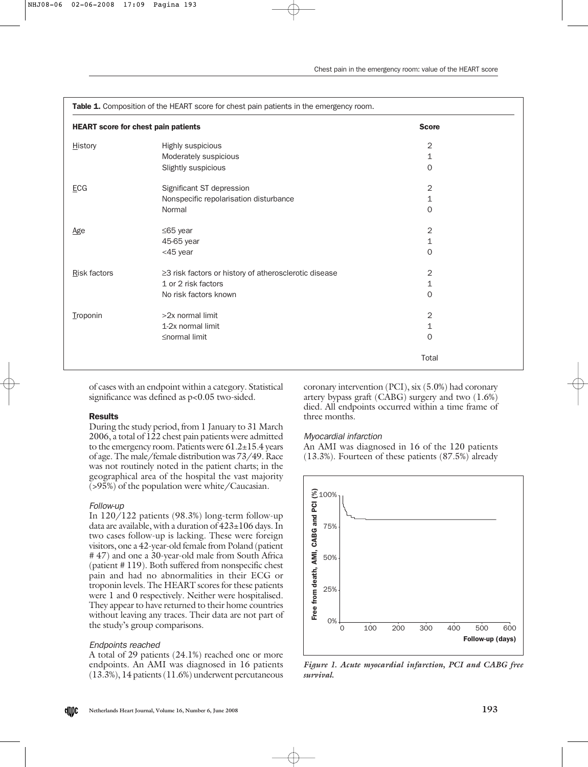**Table 1.** Composition of the HEART score for chest pain patients in the emergency room.

| HEART score for chest pain patients | | Score |
|---|---|---|
| History | Highly suspicious | 2 |
| | Moderately suspicious | 1 |
| | Slightly suspicious | 0 |
| ECG | Significant ST depression | 2 |
| | Nonspecific repolarisation disturbance | 1 |
| | Normal | 0 |
| Age | ≤65 year | 2 |
| | 45-65 year | 1 |
| | <45 year | 0 |
| Risk factors | ≥3 risk factors or history of atherosclerotic disease | 2 |
| | 1 or 2 risk factors | 1 |
| | No risk factors known | 0 |
| Troponin | >2x normal limit | 2 |
| | 1-2x normal limit | 1 |
| | ≤normal limit | 0 |
| | | Total |

of cases with an endpoint within a category. Statistical significance was defined as $p<0.05$ two-sided.

## Results

During the study period, from 1 January to 31 March 2006, a total of 122 chest pain patients were admitted to the emergency room. Patients were 61.2±15.4 years of age. The male/female distribution was 73/49. Race was not routinely noted in the patient charts; in the geographical area of the hospital the vast majority (>95%) of the population were white/Caucasian.

### *Follow-up*

In 120/122 patients (98.3%) long-term follow-up data are available, with a duration of 423±106 days. In two cases follow-up is lacking. These were foreign visitors, one a 42-year-old female from Poland (patient # 47) and one a 30-year-old male from South Africa (patient # 119). Both suffered from nonspecific chest pain and had no abnormalities in their ECG or troponin levels. The HEART scores for these patients were 1 and 0 respectively. Neither were hospitalised. They appear to have returned to their home countries without leaving any traces. Their data are not part of the study's group comparisons.

### *Endpoints reached*

A total of 29 patients (24.1%) reached one or more endpoints. An AMI was diagnosed in 16 patients (13.3%), 14 patients (11.6%) underwent percutaneous coronary intervention (PCI), six (5.0%) had coronary artery bypass graft (CABG) surgery and two (1.6%) died. All endpoints occurred within a time frame of three months.

### *Myocardial infarction*

An AMI was diagnosed in 16 of the 120 patients (13.3%). Fourteen of these patients (87.5%) already

*Figure 1. Acute myocardial infarction, PCI and CABG free survival.*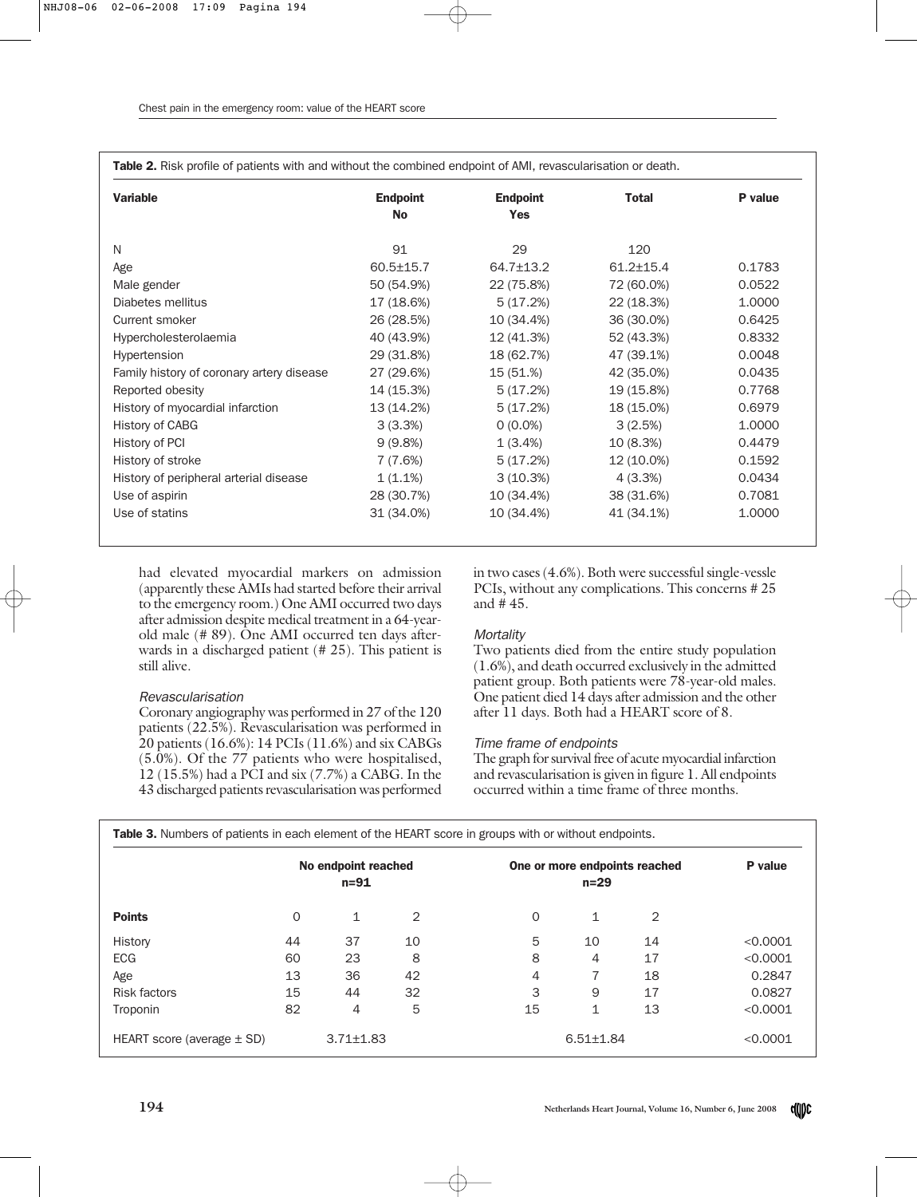**Table 2.** Risk profile of patients with and without the combined endpoint of AMI, revascularisation or death.

| Variable | Endpoint No | Endpoint Yes | Total | P value |
|---|---|---|---|---|
| N | 91 | 29 | 120 | |
| Age | 60.5±15.7 | 64.7±13.2 | 61.2±15.4 | 0.1783 |
| Male gender | 50 (54.9%) | 22 (75.8%) | 72 (60.0%) | 0.0522 |
| Diabetes mellitus | 17 (18.6%) | 5 (17.2%) | 22 (18.3%) | 1.0000 |
| Current smoker | 26 (28.5%) | 10 (34.4%) | 36 (30.0%) | 0.6425 |
| Hypercholesterolaemia | 40 (43.9%) | 12 (41.3%) | 52 (43.3%) | 0.8332 |
| Hypertension | 29 (31.8%) | 18 (62.7%) | 47 (39.1%) | 0.0048 |
| Family history of coronary artery disease | 27 (29.6%) | 15 (51.%) | 42 (35.0%) | 0.0435 |
| Reported obesity | 14 (15.3%) | 5 (17.2%) | 19 (15.8%) | 0.7768 |
| History of myocardial infarction | 13 (14.2%) | 5 (17.2%) | 18 (15.0%) | 0.6979 |
| History of CABG | 3 (3.3%) | 0 (0.0%) | 3 (2.5%) | 1.0000 |
| History of PCI | 9 (9.8%) | 1 (3.4%) | 10 (8.3%) | 0.4479 |
| History of stroke | 7 (7.6%) | 5 (17.2%) | 12 (10.0%) | 0.1592 |
| History of peripheral arterial disease | 1 (1.1%) | 3 (10.3%) | 4 (3.3%) | 0.0434 |
| Use of aspirin | 28 (30.7%) | 10 (34.4%) | 38 (31.6%) | 0.7081 |
| Use of statins | 31 (34.0%) | 10 (34.4%) | 41 (34.1%) | 1.0000 |

had elevated myocardial markers on admission (apparently these AMIs had started before their arrival to the emergency room.) One AMI occurred two days after admission despite medical treatment in a 64-year-old male (# 89). One AMI occurred ten days afterwards in a discharged patient (# 25). This patient is still alive.

*Revascularisation*

Coronary angiography was performed in 27 of the 120 patients (22.5%). Revascularisation was performed in 20 patients (16.6%): 14 PCIs (11.6%) and six CABGs (5.0%). Of the 77 patients who were hospitalised, 12 (15.5%) had a PCI and six (7.7%) a CABG. In the 43 discharged patients revascularisation was performed in two cases (4.6%). Both were successful single-vessel PCIs, without any complications. This concerns # 25 and # 45.

*Mortality*

Two patients died from the entire study population (1.6%), and death occurred exclusively in the admitted patient group. Both patients were 78-year-old males. One patient died 14 days after admission and the other after 11 days. Both had a HEART score of 8.

*Time frame of endpoints*

The graph for survival free of acute myocardial infarction and revascularisation is given in figure 1. All endpoints occurred within a time frame of three months.

**Table 3.** Numbers of patients in each element of the HEART score in groups with or without endpoints.

| | No endpoint reached n=91 | | | One or more endpoints reached n=29 | | | P value |
|---|---|---|---|---|---|---|---|
| **Points** | 0 | 1 | 2 | 0 | 1 | 2 | |
| History | 44 | 37 | 10 | 5 | 10 | 14 | <0.0001 |
| ECG | 60 | 23 | 8 | 8 | 4 | 17 | <0.0001 |
| Age | 13 | 36 | 42 | 4 | 7 | 18 | 0.2847 |
| Risk factors | 15 | 44 | 32 | 3 | 9 | 17 | 0.0827 |
| Troponin | 82 | 4 | 5 | 15 | 1 | 13 | <0.0001 |
| HEART score (average ± SD) | 3.71±1.83 | | | 6.51±1.84 | | | <0.0001 |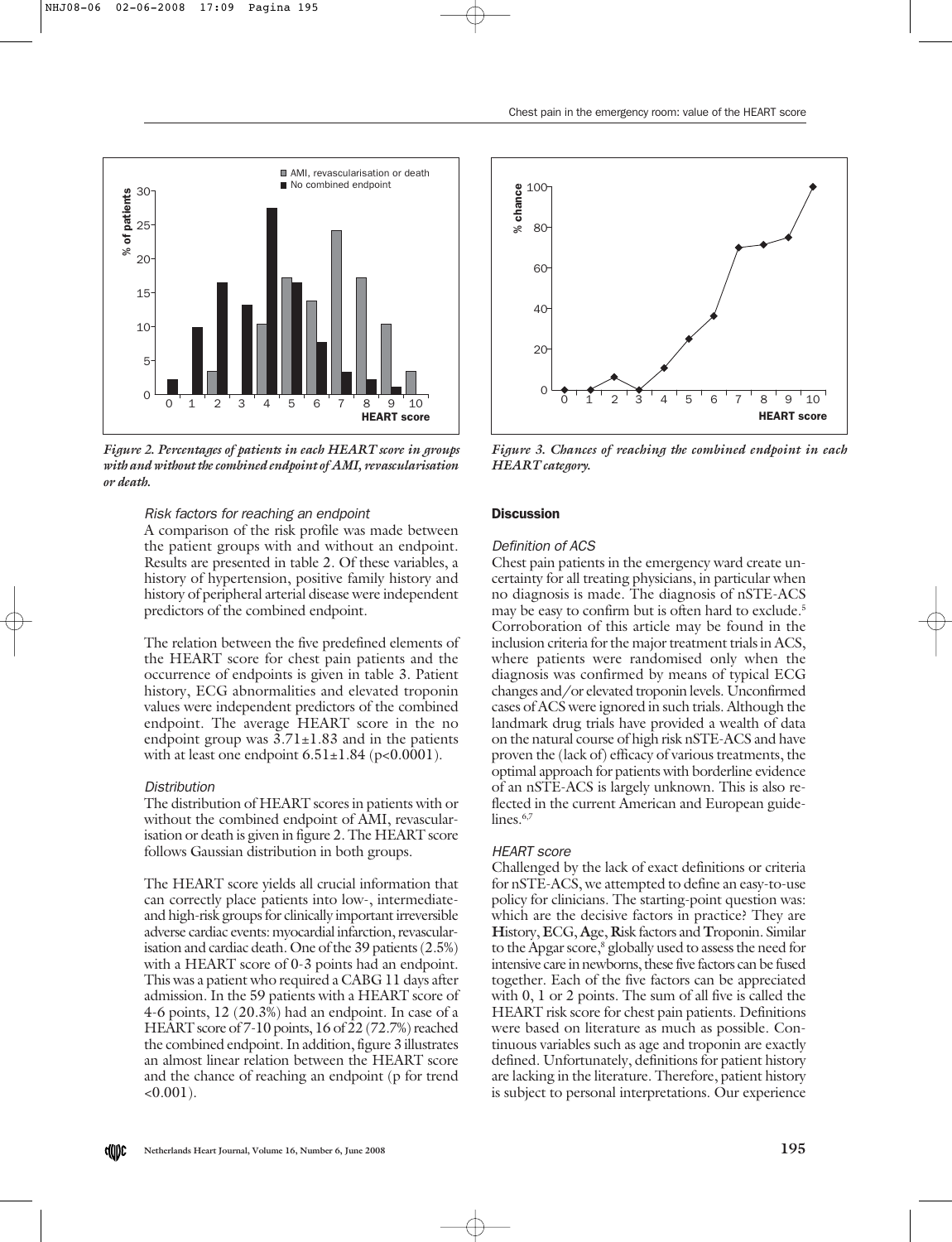Figure 2. Percentages of patients in each HEART score in groups with and without the combined endpoint of AMI, revascularisation or death.

Figure 3. Chances of reaching the combined endpoint in each HEART category.

#### Risk factors for reaching an endpoint

A comparison of the risk profile was made between the patient groups with and without an endpoint. Results are presented in table 2. Of these variables, a history of hypertension, positive family history and history of peripheral arterial disease were independent predictors of the combined endpoint.

The relation between the five predefined elements of the HEART score for chest pain patients and the occurrence of endpoints is given in table 3. Patient history, ECG abnormalities and elevated troponin values were independent predictors of the combined endpoint. The average HEART score in the no endpoint group was $3.71 \pm 1.83$ and in the patients with at least one endpoint $6.51 \pm 1.84$ ($p<0.0001$).

#### Distribution

The distribution of HEART scores in patients with or without the combined endpoint of AMI, revascularisation or death is given in figure 2. The HEART score follows Gaussian distribution in both groups.

The HEART score yields all crucial information that can correctly place patients into low-, intermediate- and high-risk groups for clinically important irreversible adverse cardiac events: myocardial infarction, revascularisation and cardiac death. One of the 39 patients (2.5%) with a HEART score of 0-3 points had an endpoint. This was a patient who required a CABG 11 days after admission. In the 59 patients with a HEART score of 4-6 points, 12 (20.3%) had an endpoint. In case of a HEART score of 7-10 points, 16 of 22 (72.7%) reached the combined endpoint. In addition, figure 3 illustrates an almost linear relation between the HEART score and the chance of reaching an endpoint (p for trend $<0.001$).

## Discussion

#### Definition of ACS

Chest pain patients in the emergency ward create uncertainty for all treating physicians, in particular when no diagnosis is made. The diagnosis of nSTE-ACS may be easy to confirm but is often hard to exclude.[5] Corroboration of this article may be found in the inclusion criteria for the major treatment trials in ACS, where patients were randomised only when the diagnosis was confirmed by means of typical ECG changes and/or elevated troponin levels. Unconfirmed cases of ACS were ignored in such trials. Although the landmark drug trials have provided a wealth of data on the natural course of high risk nSTE-ACS and have proven the (lack of) efficacy of various treatments, the optimal approach for patients with borderline evidence of an nSTE-ACS is largely unknown. This is also reflected in the current American and European guidelines.[6,7]

#### HEART score

Challenged by the lack of exact definitions or criteria for nSTE-ACS, we attempted to define an easy-to-use policy for clinicians. The starting-point question was: which are the decisive factors in practice? They are **H**istory, **E**CG, **A**ge, **R**isk factors and **T**roponin. Similar to the Apgar score,[8] globally used to assess the need for intensive care in newborns, these five factors can be fused together. Each of the five factors can be appreciated with 0, 1 or 2 points. The sum of all five is called the HEART risk score for chest pain patients. Definitions were based on literature as much as possible. Continuous variables such as age and troponin are exactly defined. Unfortunately, definitions for patient history are lacking in the literature. Therefore, patient history is subject to personal interpretations. Our experience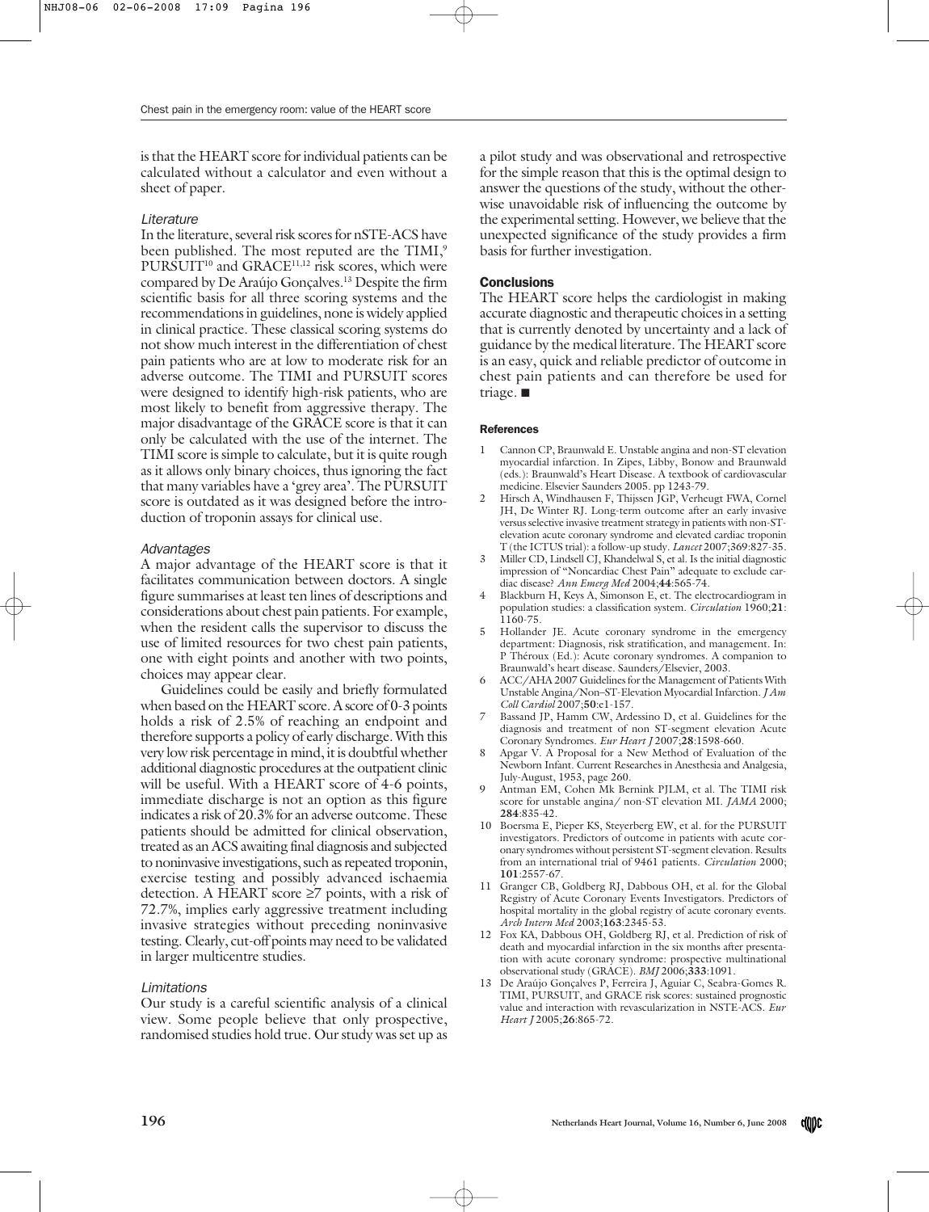is that the HEART score for individual patients can be calculated without a calculator and even without a sheet of paper.

### *Literature*

In the literature, several risk scores for nSTE-ACS have been published. The most reputed are the TIMI,[9] PURSUIT[10] and GRACE[11,12] risk scores, which were compared by De Araújo Gonçalves.[13] Despite the firm scientific basis for all three scoring systems and the recommendations in guidelines, none is widely applied in clinical practice. These classical scoring systems do not show much interest in the differentiation of chest pain patients who are at low to moderate risk for an adverse outcome. The TIMI and PURSUIT scores were designed to identify high-risk patients, who are most likely to benefit from aggressive therapy. The major disadvantage of the GRACE score is that it can only be calculated with the use of the internet. The TIMI score is simple to calculate, but it is quite rough as it allows only binary choices, thus ignoring the fact that many variables have a 'grey area'. The PURSUIT score is outdated as it was designed before the introduction of troponin assays for clinical use.

### *Advantages*

A major advantage of the HEART score is that it facilitates communication between doctors. A single figure summarises at least ten lines of descriptions and considerations about chest pain patients. For example, when the resident calls the supervisor to discuss the use of limited resources for two chest pain patients, one with eight points and another with two points, choices may appear clear.

Guidelines could be easily and briefly formulated when based on the HEART score. A score of 0-3 points holds a risk of 2.5% of reaching an endpoint and therefore supports a policy of early discharge. With this very low risk percentage in mind, it is doubtful whether additional diagnostic procedures at the outpatient clinic will be useful. With a HEART score of 4-6 points, immediate discharge is not an option as this figure indicates a risk of 20.3% for an adverse outcome. These patients should be admitted for clinical observation, treated as an ACS awaiting final diagnosis and subjected to noninvasive investigations, such as repeated troponin, exercise testing and possibly advanced ischaemia detection. A HEART score ≥7 points, with a risk of 72.7%, implies early aggressive treatment including invasive strategies without preceding noninvasive testing. Clearly, cut-off points may need to be validated in larger multicentre studies.

### *Limitations*

Our study is a careful scientific analysis of a clinical view. Some people believe that only prospective, randomised studies hold true. Our study was set up as a pilot study and was observational and retrospective for the simple reason that this is the optimal design to answer the questions of the study, without the otherwise unavoidable risk of influencing the outcome by the experimental setting. However, we believe that the unexpected significance of the study provides a firm basis for further investigation.

## Conclusions

The HEART score helps the cardiologist in making accurate diagnostic and therapeutic choices in a setting that is currently denoted by uncertainty and a lack of guidance by the medical literature. The HEART score is an easy, quick and reliable predictor of outcome in chest pain patients and can therefore be used for triage. ■

## References

1. Cannon CP, Braunwald E. Unstable angina and non-ST elevation myocardial infarction. In Zipes, Libby, Bonow and Braunwald (eds.): Braunwald's Heart Disease. A textbook of cardiovascular medicine. Elsevier Saunders 2005. pp 1243-79.
2. Hirsch A, Windhausen F, Thijssen JGP, Verheugt FWA, Cornel JH, De Winter RJ. Long-term outcome after an early invasive versus selective invasive treatment strategy in patients with non-ST-elevation acute coronary syndrome and elevated cardiac troponin T (the ICTUS trial): a follow-up study. *Lancet* 2007;**369**:827-35.
3. Miller CD, Lindsell CJ, Khandelwal S, et al. Is the initial diagnostic impression of "Noncardiac Chest Pain" adequate to exclude cardiac disease? *Ann Emerg Med* 2004;**44**:565-74.
4. Blackburn H, Keys A, Simonson E, et. The electrocardiogram in population studies: a classification system. *Circulation* 1960;**21**: 1160-75.
5. Hollander JE. Acute coronary syndrome in the emergency department: Diagnosis, risk stratification, and management. In: P Théroux (Ed.): Acute coronary syndromes. A companion to Braunwald's heart disease. Saunders/Elsevier, 2003.
6. ACC/AHA 2007 Guidelines for the Management of Patients With Unstable Angina/Non–ST-Elevation Myocardial Infarction. *J Am Coll Cardiol* 2007;**50**:e1-157.
7. Bassand JP, Hamm CW, Ardessino D, et al. Guidelines for the diagnosis and treatment of non ST-segment elevation Acute Coronary Syndromes. *Eur Heart J* 2007;**28**:1598-660.
8. Apgar V. A Proposal for a New Method of Evaluation of the Newborn Infant. Current Researches in Anesthesia and Analgesia, July-August, 1953, page 260.
9. Antman EM, Cohen Mk Bernink PJLM, et al. The TIMI risk score for unstable angina/ non-ST elevation MI. *JAMA* 2000; **284**:835-42.
10. Boersma E, Pieper KS, Steyerberg EW, et al. for the PURSUIT investigators. Predictors of outcome in patients with acute coronary syndromes without persistent ST-segment elevation. Results from an international trial of 9461 patients. *Circulation* 2000; **101**:2557-67.
11. Granger CB, Goldberg RJ, Dabbous OH, et al. for the Global Registry of Acute Coronary Events Investigators. Predictors of hospital mortality in the global registry of acute coronary events. *Arch Intern Med* 2003;**163**:2345-53.
12. Fox KA, Dabbous OH, Goldberg RJ, et al. Prediction of risk of death and myocardial infarction in the six months after presentation with acute coronary syndrome: prospective multinational observational study (GRACE). *BMJ* 2006;**333**:1091.
13. De Araújo Gonçalves P, Ferreira J, Aguiar C, Seabra-Gomes R. TIMI, PURSUIT, and GRACE risk scores: sustained prognostic value and interaction with revascularization in NSTE-ACS. *Eur Heart J* 2005;**26**:865-72.